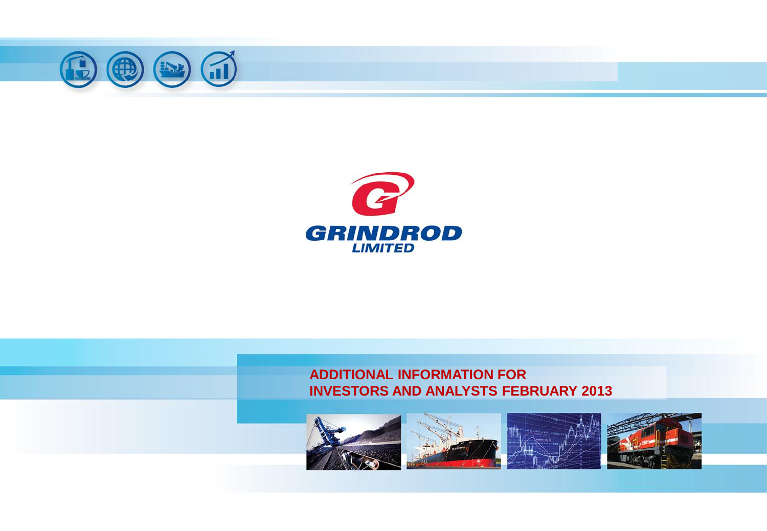GRINDROD LIMITED

# ADDITIONAL INFORMATION FOR INVESTORS AND ANALYSTS FEBRUARY 2013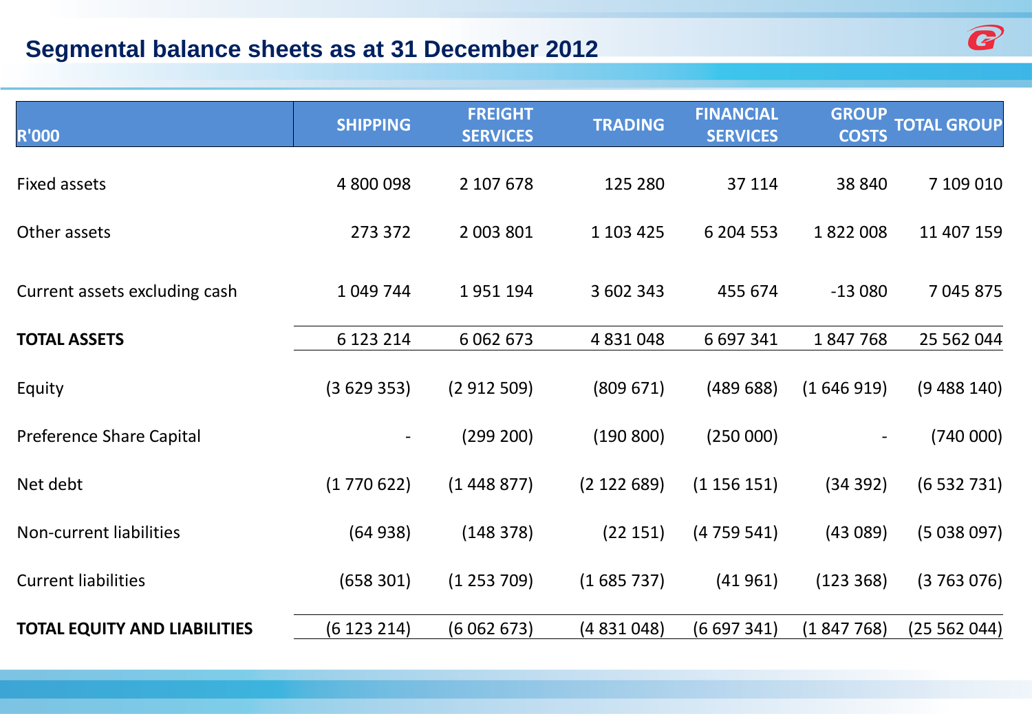## Segmental balance sheets as at 31 December 2012

| R'000 | SHIPPING | FREIGHT SERVICES | TRADING | FINANCIAL SERVICES | GROUP COSTS | TOTAL GROUP |
|---|---|---|---|---|---|---|
| Fixed assets | 4 800 098 | 2 107 678 | 125 280 | 37 114 | 38 840 | 7 109 010 |
| Other assets | 273 372 | 2 003 801 | 1 103 425 | 6 204 553 | 1 822 008 | 11 407 159 |
| Current assets excluding cash | 1 049 744 | 1 951 194 | 3 602 343 | 455 674 | -13 080 | 7 045 875 |
| **TOTAL ASSETS** | 6 123 214 | 6 062 673 | 4 831 048 | 6 697 341 | 1 847 768 | 25 562 044 |
| Equity | (3 629 353) | (2 912 509) | (809 671) | (489 688) | (1 646 919) | (9 488 140) |
| Preference Share Capital | - | (299 200) | (190 800) | (250 000) | - | (740 000) |
| Net debt | (1 770 622) | (1 448 877) | (2 122 689) | (1 156 151) | (34 392) | (6 532 731) |
| Non-current liabilities | (64 938) | (148 378) | (22 151) | (4 759 541) | (43 089) | (5 038 097) |
| Current liabilities | (658 301) | (1 253 709) | (1 685 737) | (41 961) | (123 368) | (3 763 076) |
| **TOTAL EQUITY AND LIABILITIES** | (6 123 214) | (6 062 673) | (4 831 048) | (6 697 341) | (1 847 768) | (25 562 044) |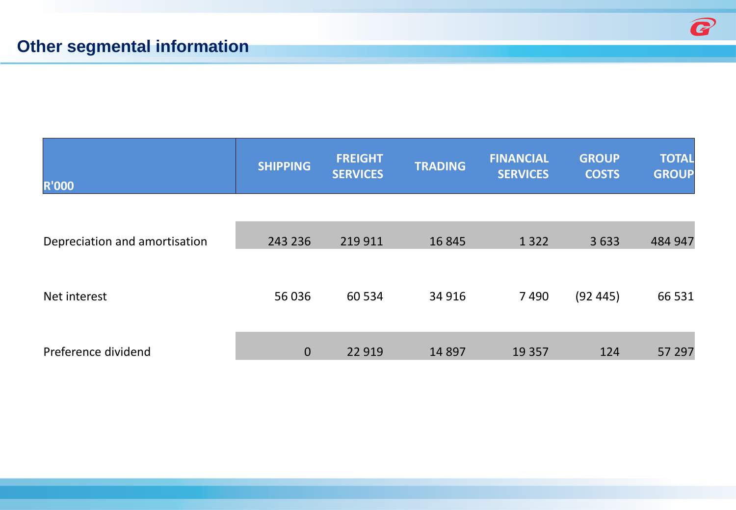## Other segmental information

| R'000 | SHIPPING | FREIGHT SERVICES | TRADING | FINANCIAL SERVICES | GROUP COSTS | TOTAL GROUP |
|---|---|---|---|---|---|---|
| Depreciation and amortisation | 243 236 | 219 911 | 16 845 | 1 322 | 3 633 | 484 947 |
| Net interest | 56 036 | 60 534 | 34 916 | 7 490 | (92 445) | 66 531 |
| Preference dividend | 0 | 22 919 | 14 897 | 19 357 | 124 | 57 297 |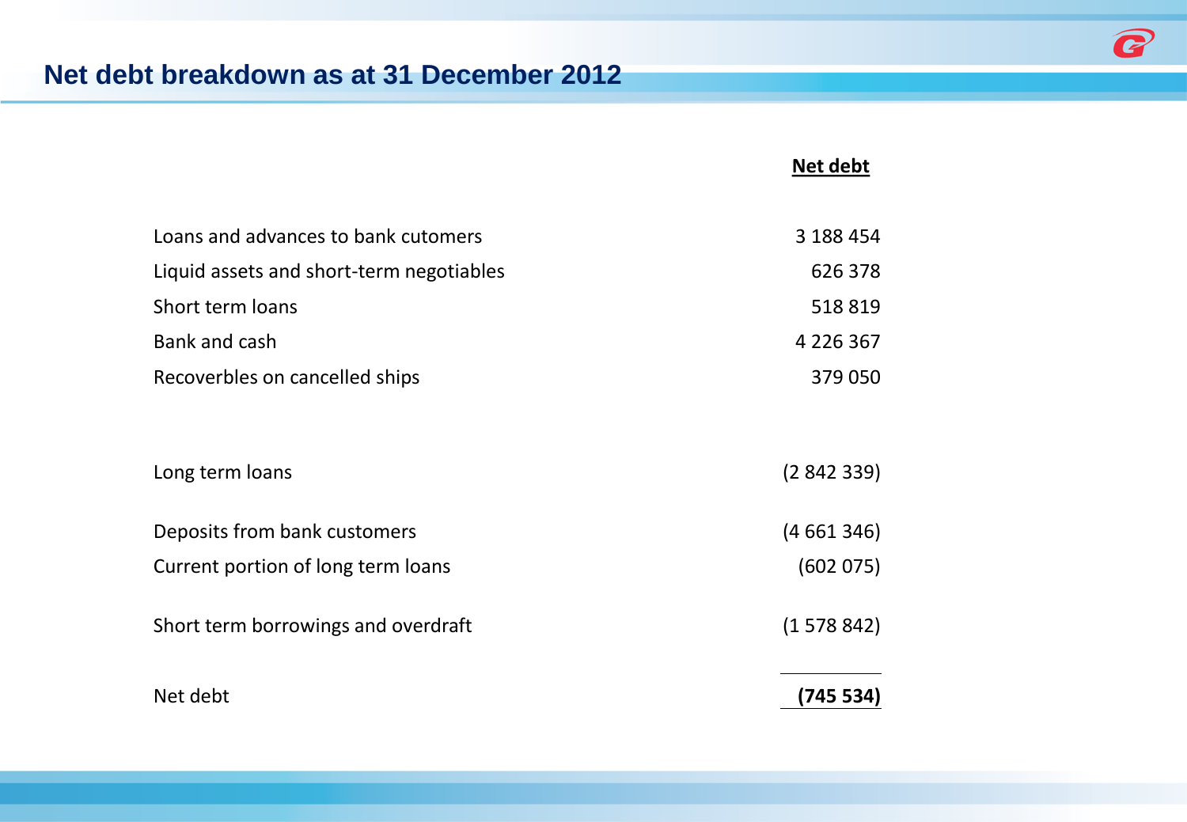## Net debt breakdown as at 31 December 2012

| | Net debt |
|---|---|
| Loans and advances to bank cutomers | 3 188 454 |
| Liquid assets and short-term negotiables | 626 378 |
| Short term loans | 518 819 |
| Bank and cash | 4 226 367 |
| Recoverbles on cancelled ships | 379 050 |
| | |
| Long term loans | (2 842 339) |
| | |
| Deposits from bank customers | (4 661 346) |
| Current portion of long term loans | (602 075) |
| | |
| Short term borrowings and overdraft | (1 578 842) |
| | |
| Net debt | **(745 534)** |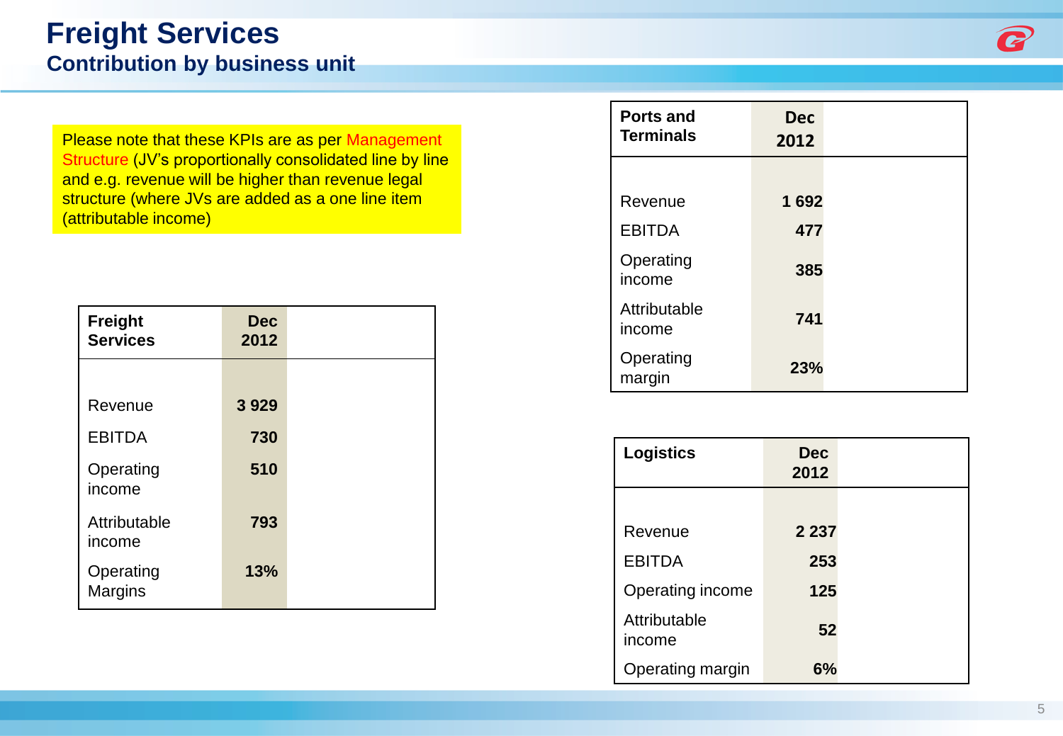# Freight Services

## Contribution by business unit

Please note that these KPIs are as per Management Structure (JV's proportionally consolidated line by line and e.g. revenue will be higher than revenue legal structure (where JVs are added as a one line item (attributable income)

| **Freight Services** | **Dec 2012** |
|---|---|
| Revenue | **3 929** |
| EBITDA | **730** |
| Operating income | **510** |
| Attributable income | **793** |
| Operating Margins | **13%** |

| **Ports and Terminals** | **Dec 2012** |
|---|---|
| Revenue | **1 692** |
| EBITDA | **477** |
| Operating income | **385** |
| Attributable income | **741** |
| Operating margin | **23%** |

| **Logistics** | **Dec 2012** |
|---|---|
| Revenue | **2 237** |
| EBITDA | **253** |
| Operating income | **125** |
| Attributable income | **52** |
| Operating margin | **6%** |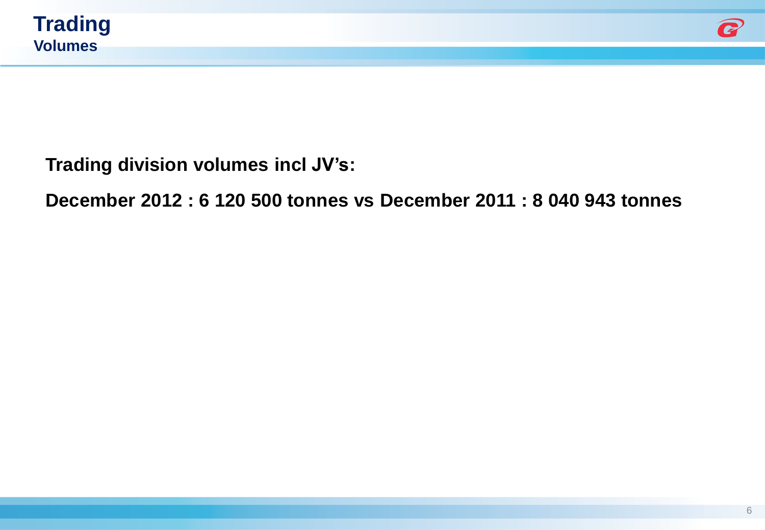# Trading

## Volumes

**Trading division volumes incl JV's:**

**December 2012 : 6 120 500 tonnes vs December 2011 : 8 040 943 tonnes**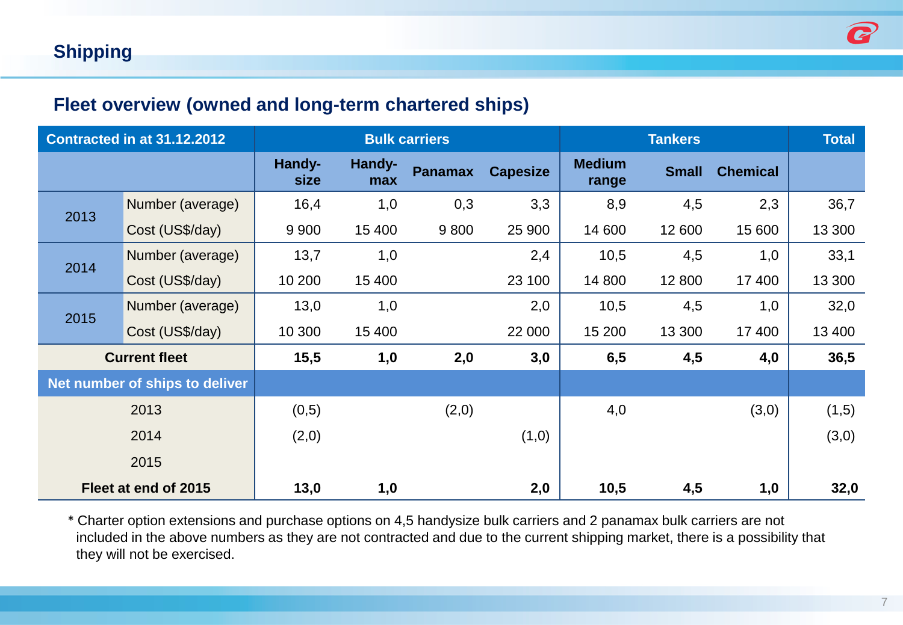## Shipping

### Fleet overview (owned and long-term chartered ships)

| Contracted in at 31.12.2012 | | Bulk carriers | | | | Tankers | | | Total |
|---|---|---|---|---|---|---|---|---|---|
| | | Handy-size | Handy-max | Panamax | Capesize | Medium range | Small | Chemical | |
| 2013 | Number (average) | 16,4 | 1,0 | 0,3 | 3,3 | 8,9 | 4,5 | 2,3 | 36,7 |
| | Cost (US$/day) | 9 900 | 15 400 | 9 800 | 25 900 | 14 600 | 12 600 | 15 600 | 13 300 |
| 2014 | Number (average) | 13,7 | 1,0 | | 2,4 | 10,5 | 4,5 | 1,0 | 33,1 |
| | Cost (US$/day) | 10 200 | 15 400 | | 23 100 | 14 800 | 12 800 | 17 400 | 13 300 |
| 2015 | Number (average) | 13,0 | 1,0 | | 2,0 | 10,5 | 4,5 | 1,0 | 32,0 |
| | Cost (US$/day) | 10 300 | 15 400 | | 22 000 | 15 200 | 13 300 | 17 400 | 13 400 |
| **Current fleet** | | **15,5** | **1,0** | **2,0** | **3,0** | **6,5** | **4,5** | **4,0** | **36,5** |
| **Net number of ships to deliver** | | | | | | | | | |
| 2013 | | (0,5) | | (2,0) | | 4,0 | | (3,0) | (1,5) |
| 2014 | | (2,0) | | | (1,0) | | | | (3,0) |
| 2015 | | | | | | | | | |
| **Fleet at end of 2015** | | **13,0** | **1,0** | | **2,0** | **10,5** | **4,5** | **1,0** | **32,0** |

* Charter option extensions and purchase options on 4,5 handysize bulk carriers and 2 panamax bulk carriers are not included in the above numbers as they are not contracted and due to the current shipping market, there is a possibility that they will not be exercised.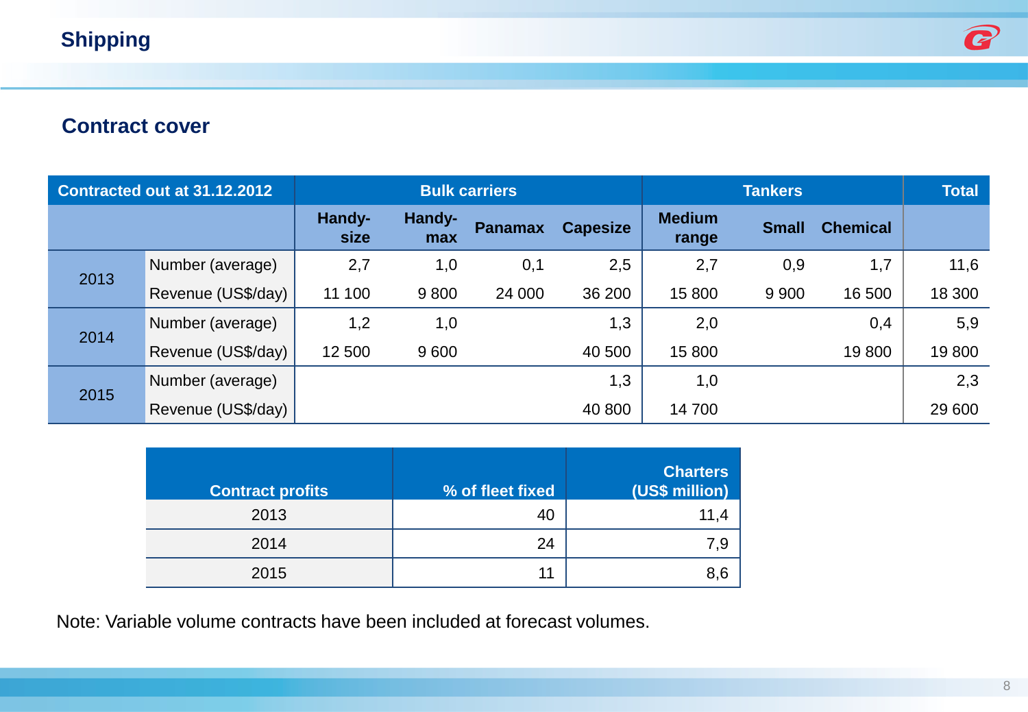## Shipping

### Contract cover

| Contracted out at 31.12.2012 | | Bulk carriers | | | | Tankers | | | Total |
|---|---|---|---|---|---|---|---|---|---|
| | | Handy-size | Handy-max | Panamax | Capesize | Medium range | Small | Chemical | |
| 2013 | Number (average) | 2,7 | 1,0 | 0,1 | 2,5 | 2,7 | 0,9 | 1,7 | 11,6 |
| | Revenue (US$/day) | 11 100 | 9 800 | 24 000 | 36 200 | 15 800 | 9 900 | 16 500 | 18 300 |
| 2014 | Number (average) | 1,2 | 1,0 | | 1,3 | 2,0 | | 0,4 | 5,9 |
| | Revenue (US$/day) | 12 500 | 9 600 | | 40 500 | 15 800 | | 19 800 | 19 800 |
| 2015 | Number (average) | | | | 1,3 | 1,0 | | | 2,3 |
| | Revenue (US$/day) | | | | 40 800 | 14 700 | | | 29 600 |

| Contract profits | % of fleet fixed | Charters (US$ million) |
|---|---|---|
| 2013 | 40 | 11,4 |
| 2014 | 24 | 7,9 |
| 2015 | 11 | 8,6 |

Note: Variable volume contracts have been included at forecast volumes.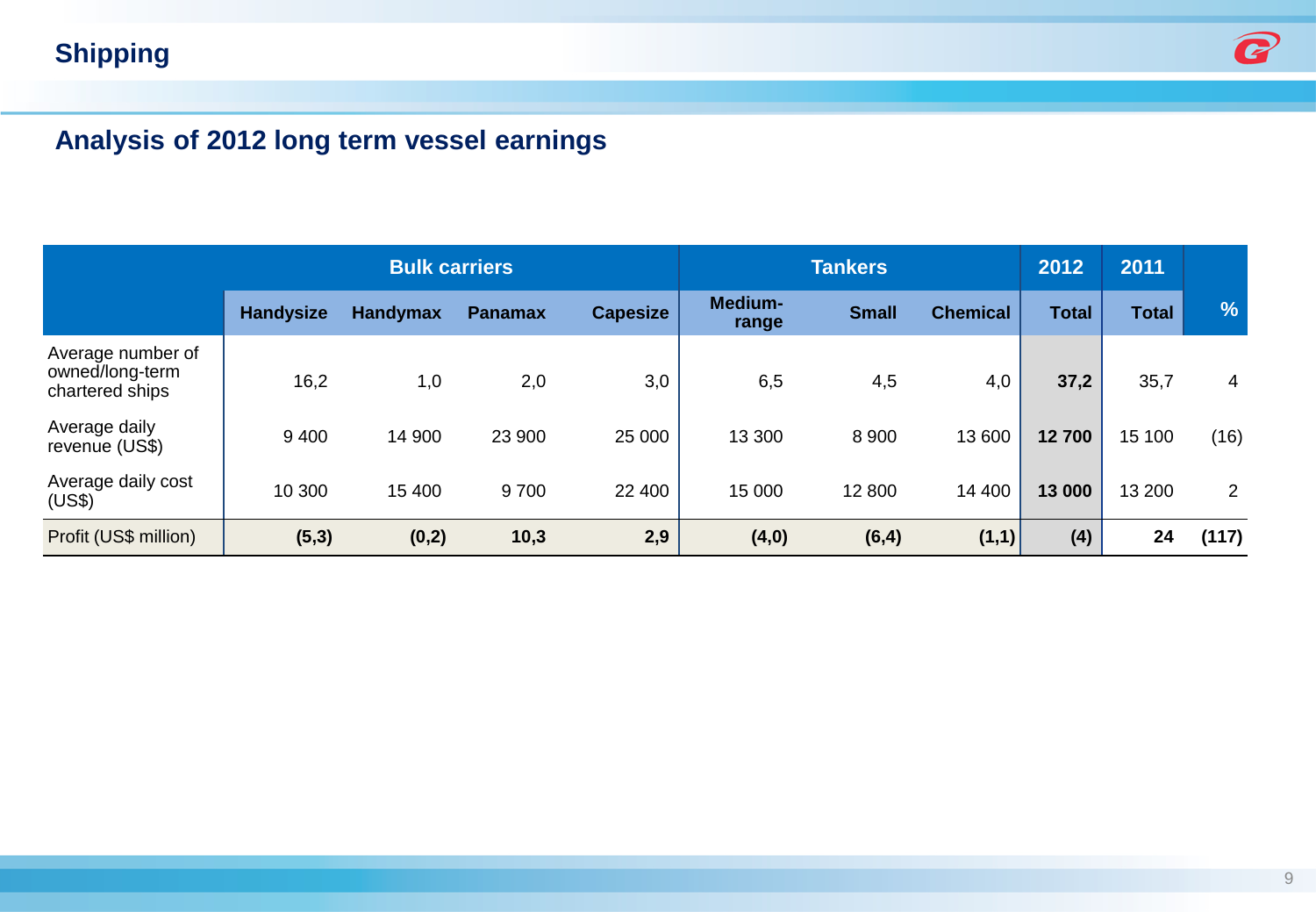## Shipping

### Analysis of 2012 long term vessel earnings

| | Bulk carriers | | | | Tankers | | | 2012 | 2011 | |
|---|---|---|---|---|---|---|---|---|---|---|
| | Handysize | Handymax | Panamax | Capesize | Medium-range | Small | Chemical | Total | Total | % |
| Average number of owned/long-term chartered ships | 16,2 | 1,0 | 2,0 | 3,0 | 6,5 | 4,5 | 4,0 | **37,2** | 35,7 | 4 |
| Average daily revenue (US$) | 9 400 | 14 900 | 23 900 | 25 000 | 13 300 | 8 900 | 13 600 | **12 700** | 15 100 | (16) |
| Average daily cost (US$) | 10 300 | 15 400 | 9 700 | 22 400 | 15 000 | 12 800 | 14 400 | **13 000** | 13 200 | 2 |
| Profit (US$ million) | **(5,3)** | **(0,2)** | **10,3** | **2,9** | **(4,0)** | **(6,4)** | **(1,1)** | **(4)** | **24** | **(117)** |